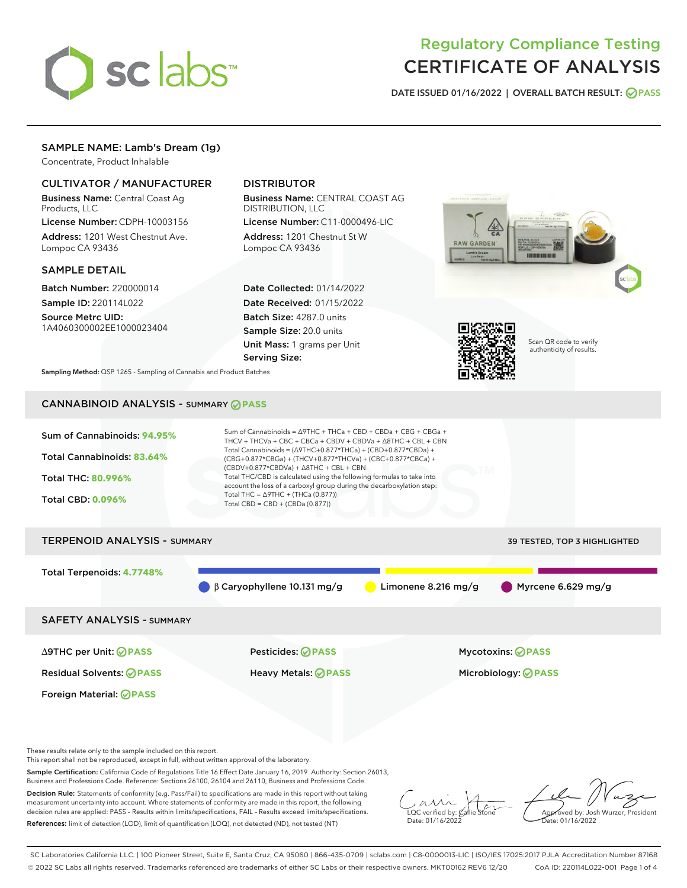# Regulatory Compliance Testing
# CERTIFICATE OF ANALYSIS

DATE ISSUED 01/16/2022 | OVERALL BATCH RESULT: PASS

## SAMPLE NAME: Lamb's Dream (1g)

Concentrate, Product Inhalable

### CULTIVATOR / MANUFACTURER

**Business Name:** Central Coast Ag Products, LLC

**License Number:** CDPH-10003156

**Address:** 1201 West Chestnut Ave. Lompoc CA 93436

### DISTRIBUTOR

**Business Name:** CENTRAL COAST AG DISTRIBUTION, LLC

**License Number:** C11-0000496-LIC

**Address:** 1201 Chestnut St W Lompoc CA 93436

### SAMPLE DETAIL

**Batch Number:** 220000014

**Sample ID:** 220114L022

**Source Metrc UID:** 1A4060300002EE1000023404

**Date Collected:** 01/14/2022

**Date Received:** 01/15/2022

**Batch Size:** 4287.0 units

**Sample Size:** 20.0 units

**Unit Mass:** 1 grams per Unit

**Serving Size:**

Scan QR code to verify authenticity of results.

**Sampling Method:** QSP 1265 - Sampling of Cannabis and Product Batches

## CANNABINOID ANALYSIS - SUMMARY PASS

Sum of Cannabinoids: **94.95%**

Total Cannabinoids: **83.64%**

Total THC: **80.996%**

Total CBD: **0.096%**

Sum of Cannabinoids = Δ9THC + THCa + CBD + CBDa + CBG + CBGa + THCV + THCVa + CBC + CBCa + CBDV + CBDVa + Δ8THC + CBL + CBN

Total Cannabinoids = (Δ9THC+0.877*THCa) + (CBD+0.877*CBDa) + (CBG+0.877*CBGa) + (THCV+0.877*THCVa) + (CBC+0.877*CBCa) + (CBDV+0.877*CBDVa) + Δ8THC + CBL + CBN

Total THC/CBD is calculated using the following formulas to take into account the loss of a carboxyl group during the decarboxylation step:

Total THC = Δ9THC + (THCa (0.877))

Total CBD = CBD + (CBDa (0.877))

## TERPENOID ANALYSIS - SUMMARY

39 TESTED, TOP 3 HIGHLIGHTED

Total Terpenoids: **4.7748%**

β Caryophyllene 10.131 mg/g | Limonene 8.216 mg/g | Myrcene 6.629 mg/g

## SAFETY ANALYSIS - SUMMARY

| | | |
|---|---|---|
| Δ9THC per Unit: PASS | Pesticides: PASS | Mycotoxins: PASS |
| Residual Solvents: PASS | Heavy Metals: PASS | Microbiology: PASS |
| Foreign Material: PASS | | |

These results relate only to the sample included on this report.
This report shall not be reproduced, except in full, without written approval of the laboratory.

**Sample Certification:** California Code of Regulations Title 16 Effect Date January 16, 2019. Authority: Section 26013, Business and Professions Code. Reference: Sections 26100, 26104 and 26110, Business and Professions Code.

**Decision Rule:** Statements of conformity (e.g. Pass/Fail) to specifications are made in this report without taking measurement uncertainty into account. Where statements of conformity are made in this report, the following decision rules are applied: PASS – Results within limits/specifications, FAIL – Results exceed limits/specifications.

**References:** limit of detection (LOD), limit of quantification (LOQ), not detected (ND), not tested (NT)

LQC verified by: Callie Stone
Date: 01/16/2022

Approved by: Josh Wurzer, President
Date: 01/16/2022

SC Laboratories California LLC. | 100 Pioneer Street, Suite E, Santa Cruz, CA 95060 | 866-435-0709 | sclabs.com | C8-0000013-LIC | ISO/IES 17025:2017 PJLA Accreditation Number 87168
© 2022 SC Labs all rights reserved. Trademarks referenced are trademarks of either SC Labs or their respective owners. MKT00162 REV6 12/20 CoA ID: 220114L022-001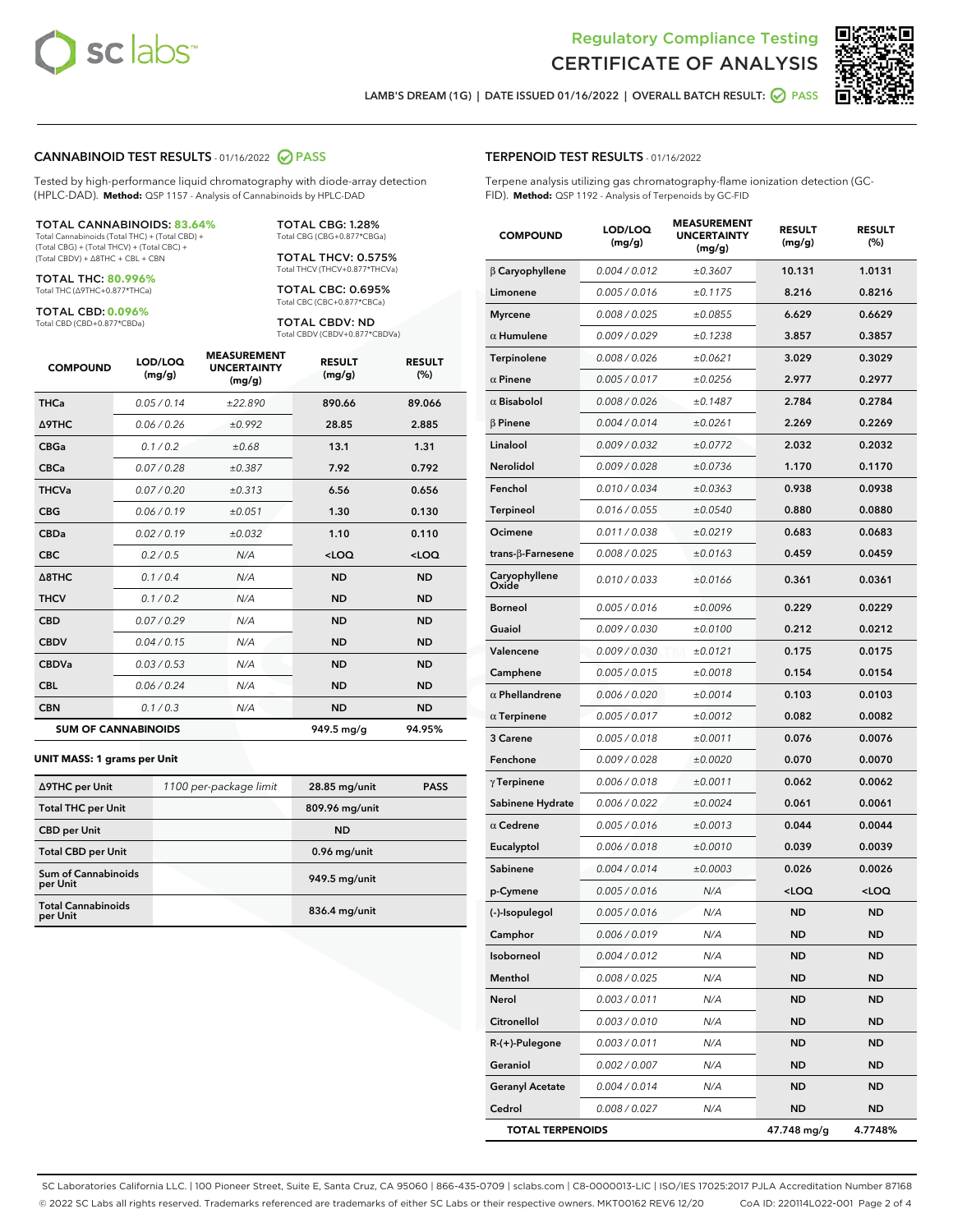Regulatory Compliance Testing
# CERTIFICATE OF ANALYSIS

LAMB'S DREAM (1G) | DATE ISSUED 01/16/2022 | OVERALL BATCH RESULT: PASS

## CANNABINOID TEST RESULTS - 01/16/2022 PASS

Tested by high-performance liquid chromatography with diode-array detection (HPLC-DAD). **Method:** QSP 1157 - Analysis of Cannabinoids by HPLC-DAD

**TOTAL CANNABINOIDS: 83.64%**
Total Cannabinoids (Total THC) + (Total CBD) + (Total CBG) + (Total THCV) + (Total CBC) + (Total CBDV) + Δ8THC + CBL + CBN

**TOTAL THC: 80.996%**
Total THC (Δ9THC+0.877*THCa)

**TOTAL CBD: 0.096%**
Total CBD (CBD+0.877*CBDa)

**TOTAL CBG: 1.28%**
Total CBG (CBG+0.877*CBGa)

**TOTAL THCV: 0.575%**
Total THCV (THCV+0.877*THCVa)

**TOTAL CBC: 0.695%**
Total CBC (CBC+0.877*CBCa)

**TOTAL CBDV: ND**
Total CBDV (CBDV+0.877*CBDVa)

| COMPOUND | LOD/LOQ (mg/g) | MEASUREMENT UNCERTAINTY (mg/g) | RESULT (mg/g) | RESULT (%) |
|---|---|---|---|---|
| THCa | 0.05 / 0.14 | ±22.890 | 890.66 | 89.066 |
| Δ9THC | 0.06 / 0.26 | ±0.992 | 28.85 | 2.885 |
| CBGa | 0.1 / 0.2 | ±0.68 | 13.1 | 1.31 |
| CBCa | 0.07 / 0.28 | ±0.387 | 7.92 | 0.792 |
| THCVa | 0.07 / 0.20 | ±0.313 | 6.56 | 0.656 |
| CBG | 0.06 / 0.19 | ±0.051 | 1.30 | 0.130 |
| CBDa | 0.02 / 0.19 | ±0.032 | 1.10 | 0.110 |
| CBC | 0.2 / 0.5 | N/A | <LOQ | <LOQ |
| Δ8THC | 0.1 / 0.4 | N/A | ND | ND |
| THCV | 0.1 / 0.2 | N/A | ND | ND |
| CBD | 0.07 / 0.29 | N/A | ND | ND |
| CBDV | 0.04 / 0.15 | N/A | ND | ND |
| CBDVa | 0.03 / 0.53 | N/A | ND | ND |
| CBL | 0.06 / 0.24 | N/A | ND | ND |
| CBN | 0.1 / 0.3 | N/A | ND | ND |
| **SUM OF CANNABINOIDS** | | | 949.5 mg/g | 94.95% |

**UNIT MASS: 1 grams per Unit**

| | | | |
|---|---|---|---|
| Δ9THC per Unit | 1100 per-package limit | 28.85 mg/unit | PASS |
| Total THC per Unit | | 809.96 mg/unit | |
| CBD per Unit | | ND | |
| Total CBD per Unit | | 0.96 mg/unit | |
| Sum of Cannabinoids per Unit | | 949.5 mg/unit | |
| Total Cannabinoids per Unit | | 836.4 mg/unit | |

## TERPENOID TEST RESULTS - 01/16/2022

Terpene analysis utilizing gas chromatography-flame ionization detection (GC-FID). **Method:** QSP 1192 - Analysis of Terpenoids by GC-FID

| COMPOUND | LOD/LOQ (mg/g) | MEASUREMENT UNCERTAINTY (mg/g) | RESULT (mg/g) | RESULT (%) |
|---|---|---|---|---|
| β Caryophyllene | 0.004 / 0.012 | ±0.3607 | 10.131 | 1.0131 |
| Limonene | 0.005 / 0.016 | ±0.1175 | 8.216 | 0.8216 |
| Myrcene | 0.008 / 0.025 | ±0.0855 | 6.629 | 0.6629 |
| α Humulene | 0.009 / 0.029 | ±0.1238 | 3.857 | 0.3857 |
| Terpinolene | 0.008 / 0.026 | ±0.0621 | 3.029 | 0.3029 |
| α Pinene | 0.005 / 0.017 | ±0.0256 | 2.977 | 0.2977 |
| α Bisabolol | 0.008 / 0.026 | ±0.1487 | 2.784 | 0.2784 |
| β Pinene | 0.004 / 0.014 | ±0.0261 | 2.269 | 0.2269 |
| Linalool | 0.009 / 0.032 | ±0.0772 | 2.032 | 0.2032 |
| Nerolidol | 0.009 / 0.028 | ±0.0736 | 1.170 | 0.1170 |
| Fenchol | 0.010 / 0.034 | ±0.0363 | 0.938 | 0.0938 |
| Terpineol | 0.016 / 0.055 | ±0.0540 | 0.880 | 0.0880 |
| Ocimene | 0.011 / 0.038 | ±0.0219 | 0.683 | 0.0683 |
| trans-β-Farnesene | 0.008 / 0.025 | ±0.0163 | 0.459 | 0.0459 |
| Caryophyllene Oxide | 0.010 / 0.033 | ±0.0166 | 0.361 | 0.0361 |
| Borneol | 0.005 / 0.016 | ±0.0096 | 0.229 | 0.0229 |
| Guaiol | 0.009 / 0.030 | ±0.0100 | 0.212 | 0.0212 |
| Valencene | 0.009 / 0.030 | ±0.0121 | 0.175 | 0.0175 |
| Camphene | 0.005 / 0.015 | ±0.0018 | 0.154 | 0.0154 |
| α Phellandrene | 0.006 / 0.020 | ±0.0014 | 0.103 | 0.0103 |
| α Terpinene | 0.005 / 0.017 | ±0.0012 | 0.082 | 0.0082 |
| 3 Carene | 0.005 / 0.018 | ±0.0011 | 0.076 | 0.0076 |
| Fenchone | 0.009 / 0.028 | ±0.0020 | 0.070 | 0.0070 |
| γ Terpinene | 0.006 / 0.018 | ±0.0011 | 0.062 | 0.0062 |
| Sabinene Hydrate | 0.006 / 0.022 | ±0.0024 | 0.061 | 0.0061 |
| α Cedrene | 0.005 / 0.016 | ±0.0013 | 0.044 | 0.0044 |
| Eucalyptol | 0.006 / 0.018 | ±0.0010 | 0.039 | 0.0039 |
| Sabinene | 0.004 / 0.014 | ±0.0003 | 0.026 | 0.0026 |
| p-Cymene | 0.005 / 0.016 | N/A | <LOQ | <LOQ |
| (-)-Isopulegol | 0.005 / 0.016 | N/A | ND | ND |
| Camphor | 0.006 / 0.019 | N/A | ND | ND |
| Isoborneol | 0.004 / 0.012 | N/A | ND | ND |
| Menthol | 0.008 / 0.025 | N/A | ND | ND |
| Nerol | 0.003 / 0.011 | N/A | ND | ND |
| Citronellol | 0.003 / 0.010 | N/A | ND | ND |
| R-(+)-Pulegone | 0.003 / 0.011 | N/A | ND | ND |
| Geraniol | 0.002 / 0.007 | N/A | ND | ND |
| Geranyl Acetate | 0.004 / 0.014 | N/A | ND | ND |
| Cedrol | 0.008 / 0.027 | N/A | ND | ND |
| **TOTAL TERPENOIDS** | | | 47.748 mg/g | 4.7748% |

SC Laboratories California LLC. | 100 Pioneer Street, Suite E, Santa Cruz, CA 95060 | 866-435-0709 | sclabs.com | C8-0000013-LIC | ISO/IES 17025:2017 PJLA Accreditation Number 87168
© 2022 SC Labs all rights reserved. Trademarks referenced are trademarks of either SC Labs or their respective owners. MKT00162 REV6 12/20 CoA ID: 220114L022-001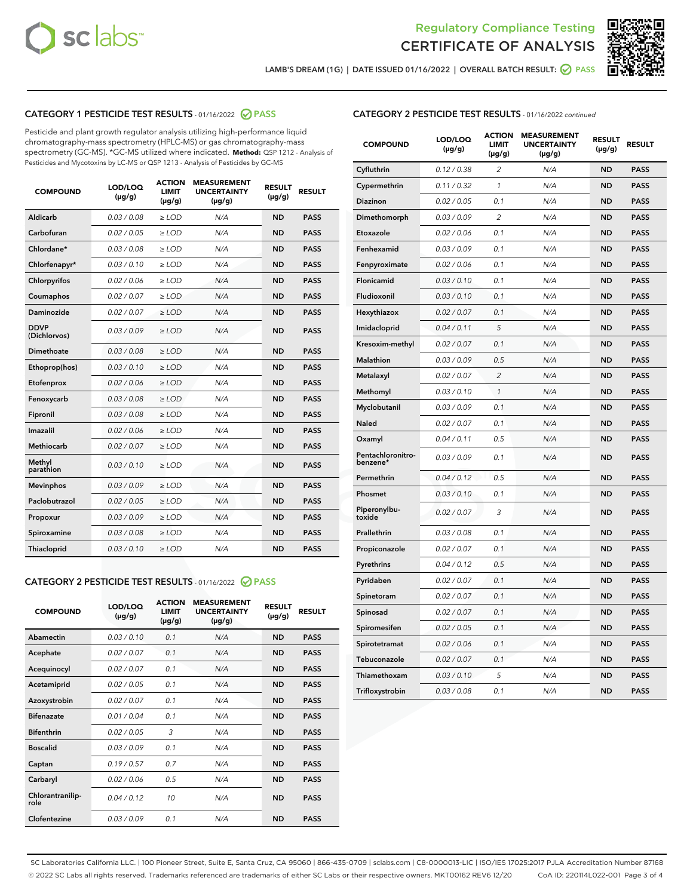Regulatory Compliance Testing
CERTIFICATE OF ANALYSIS

LAMB'S DREAM (1G) | DATE ISSUED 01/16/2022 | OVERALL BATCH RESULT: PASS

## CATEGORY 1 PESTICIDE TEST RESULTS - 01/16/2022 PASS

Pesticide and plant growth regulator analysis utilizing high-performance liquid chromatography-mass spectrometry (HPLC-MS) or gas chromatography-mass spectrometry (GC-MS). *GC-MS utilized where indicated. **Method:** QSP 1212 - Analysis of Pesticides and Mycotoxins by LC-MS or QSP 1213 - Analysis of Pesticides by GC-MS

| COMPOUND | LOD/LOQ (µg/g) | ACTION LIMIT (µg/g) | MEASUREMENT UNCERTAINTY (µg/g) | RESULT (µg/g) | RESULT |
|---|---|---|---|---|---|
| Aldicarb | 0.03 / 0.08 | ≥ LOD | N/A | ND | PASS |
| Carbofuran | 0.02 / 0.05 | ≥ LOD | N/A | ND | PASS |
| Chlordane* | 0.03 / 0.08 | ≥ LOD | N/A | ND | PASS |
| Chlorfenapyr* | 0.03 / 0.10 | ≥ LOD | N/A | ND | PASS |
| Chlorpyrifos | 0.02 / 0.06 | ≥ LOD | N/A | ND | PASS |
| Coumaphos | 0.02 / 0.07 | ≥ LOD | N/A | ND | PASS |
| Daminozide | 0.02 / 0.07 | ≥ LOD | N/A | ND | PASS |
| DDVP (Dichlorvos) | 0.03 / 0.09 | ≥ LOD | N/A | ND | PASS |
| Dimethoate | 0.03 / 0.08 | ≥ LOD | N/A | ND | PASS |
| Ethoprop(hos) | 0.03 / 0.10 | ≥ LOD | N/A | ND | PASS |
| Etofenprox | 0.02 / 0.06 | ≥ LOD | N/A | ND | PASS |
| Fenoxycarb | 0.03 / 0.08 | ≥ LOD | N/A | ND | PASS |
| Fipronil | 0.03 / 0.08 | ≥ LOD | N/A | ND | PASS |
| Imazalil | 0.02 / 0.06 | ≥ LOD | N/A | ND | PASS |
| Methiocarb | 0.02 / 0.07 | ≥ LOD | N/A | ND | PASS |
| Methyl parathion | 0.03 / 0.10 | ≥ LOD | N/A | ND | PASS |
| Mevinphos | 0.03 / 0.09 | ≥ LOD | N/A | ND | PASS |
| Paclobutrazol | 0.02 / 0.05 | ≥ LOD | N/A | ND | PASS |
| Propoxur | 0.03 / 0.09 | ≥ LOD | N/A | ND | PASS |
| Spiroxamine | 0.03 / 0.08 | ≥ LOD | N/A | ND | PASS |
| Thiacloprid | 0.03 / 0.10 | ≥ LOD | N/A | ND | PASS |

## CATEGORY 2 PESTICIDE TEST RESULTS - 01/16/2022 PASS

| COMPOUND | LOD/LOQ (µg/g) | ACTION LIMIT (µg/g) | MEASUREMENT UNCERTAINTY (µg/g) | RESULT (µg/g) | RESULT |
|---|---|---|---|---|---|
| Abamectin | 0.03 / 0.10 | 0.1 | N/A | ND | PASS |
| Acephate | 0.02 / 0.07 | 0.1 | N/A | ND | PASS |
| Acequinocyl | 0.02 / 0.07 | 0.1 | N/A | ND | PASS |
| Acetamiprid | 0.02 / 0.05 | 0.1 | N/A | ND | PASS |
| Azoxystrobin | 0.02 / 0.07 | 0.1 | N/A | ND | PASS |
| Bifenazate | 0.01 / 0.04 | 0.1 | N/A | ND | PASS |
| Bifenthrin | 0.02 / 0.05 | 3 | N/A | ND | PASS |
| Boscalid | 0.03 / 0.09 | 0.1 | N/A | ND | PASS |
| Captan | 0.19 / 0.57 | 0.7 | N/A | ND | PASS |
| Carbaryl | 0.02 / 0.06 | 0.5 | N/A | ND | PASS |
| Chlorantraniliprole | 0.04 / 0.12 | 10 | N/A | ND | PASS |
| Clofentezine | 0.03 / 0.09 | 0.1 | N/A | ND | PASS |
| Cyfluthrin | 0.12 / 0.38 | 2 | N/A | ND | PASS |
| Cypermethrin | 0.11 / 0.32 | 1 | N/A | ND | PASS |
| Diazinon | 0.02 / 0.05 | 0.1 | N/A | ND | PASS |
| Dimethomorph | 0.03 / 0.09 | 2 | N/A | ND | PASS |
| Etoxazole | 0.02 / 0.06 | 0.1 | N/A | ND | PASS |
| Fenhexamid | 0.03 / 0.09 | 0.1 | N/A | ND | PASS |
| Fenpyroximate | 0.02 / 0.06 | 0.1 | N/A | ND | PASS |
| Flonicamid | 0.03 / 0.10 | 0.1 | N/A | ND | PASS |
| Fludioxonil | 0.03 / 0.10 | 0.1 | N/A | ND | PASS |
| Hexythiazox | 0.02 / 0.07 | 0.1 | N/A | ND | PASS |
| Imidacloprid | 0.04 / 0.11 | 5 | N/A | ND | PASS |
| Kresoxim-methyl | 0.02 / 0.07 | 0.1 | N/A | ND | PASS |
| Malathion | 0.03 / 0.09 | 0.5 | N/A | ND | PASS |
| Metalaxyl | 0.02 / 0.07 | 2 | N/A | ND | PASS |
| Methomyl | 0.03 / 0.10 | 1 | N/A | ND | PASS |
| Myclobutanil | 0.03 / 0.09 | 0.1 | N/A | ND | PASS |
| Naled | 0.02 / 0.07 | 0.1 | N/A | ND | PASS |
| Oxamyl | 0.04 / 0.11 | 0.5 | N/A | ND | PASS |
| Pentachloronitrobenzene* | 0.03 / 0.09 | 0.1 | N/A | ND | PASS |
| Permethrin | 0.04 / 0.12 | 0.5 | N/A | ND | PASS |
| Phosmet | 0.03 / 0.10 | 0.1 | N/A | ND | PASS |
| Piperonylbutoxide | 0.02 / 0.07 | 3 | N/A | ND | PASS |
| Prallethrin | 0.03 / 0.08 | 0.1 | N/A | ND | PASS |
| Propiconazole | 0.02 / 0.07 | 0.1 | N/A | ND | PASS |
| Pyrethrins | 0.04 / 0.12 | 0.5 | N/A | ND | PASS |
| Pyridaben | 0.02 / 0.07 | 0.1 | N/A | ND | PASS |
| Spinetoram | 0.02 / 0.07 | 0.1 | N/A | ND | PASS |
| Spinosad | 0.02 / 0.07 | 0.1 | N/A | ND | PASS |
| Spiromesifen | 0.02 / 0.05 | 0.1 | N/A | ND | PASS |
| Spirotetramat | 0.02 / 0.06 | 0.1 | N/A | ND | PASS |
| Tebuconazole | 0.02 / 0.07 | 0.1 | N/A | ND | PASS |
| Thiamethoxam | 0.03 / 0.10 | 5 | N/A | ND | PASS |
| Trifloxystrobin | 0.03 / 0.08 | 0.1 | N/A | ND | PASS |

SC Laboratories California LLC. | 100 Pioneer Street, Suite E, Santa Cruz, CA 95060 | 866-435-0709 | sclabs.com | C8-0000013-LIC | ISO/IES 17025:2017 PJLA Accreditation Number 87168
© 2022 SC Labs all rights reserved. Trademarks referenced are trademarks of either SC Labs or their respective owners. MKT00162 REV6 12/20 CoA ID: 220114L022-001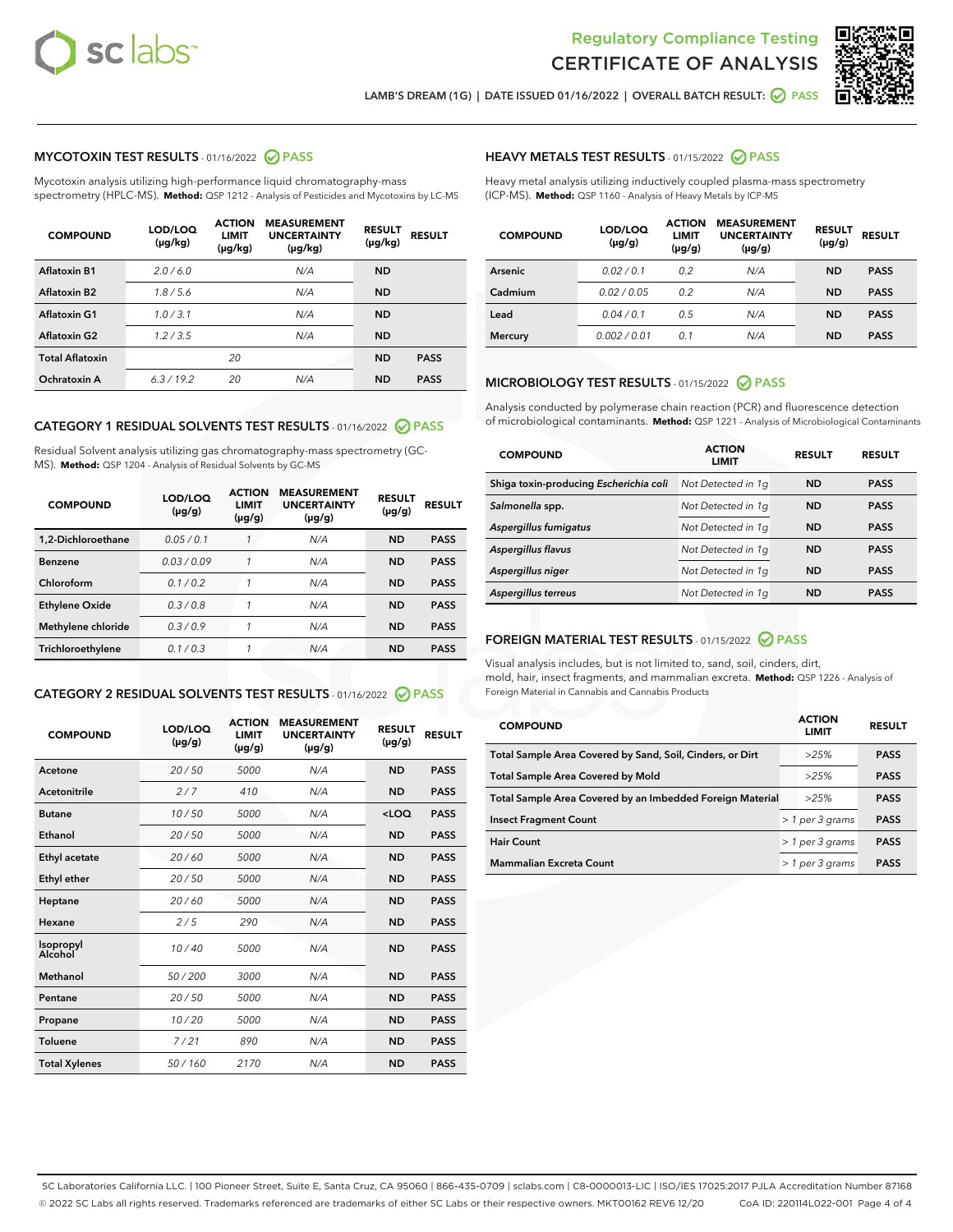Regulatory Compliance Testing
CERTIFICATE OF ANALYSIS

LAMB'S DREAM (1G) | DATE ISSUED 01/16/2022 | OVERALL BATCH RESULT: PASS

## MYCOTOXIN TEST RESULTS - 01/16/2022 PASS

Mycotoxin analysis utilizing high-performance liquid chromatography-mass spectrometry (HPLC-MS). **Method:** QSP 1212 - Analysis of Pesticides and Mycotoxins by LC-MS

| COMPOUND | LOD/LOQ (µg/kg) | ACTION LIMIT (µg/kg) | MEASUREMENT UNCERTAINTY (µg/kg) | RESULT (µg/kg) | RESULT |
|---|---|---|---|---|---|
| Aflatoxin B1 | 2.0 / 6.0 | | N/A | ND | |
| Aflatoxin B2 | 1.8 / 5.6 | | N/A | ND | |
| Aflatoxin G1 | 1.0 / 3.1 | | N/A | ND | |
| Aflatoxin G2 | 1.2 / 3.5 | | N/A | ND | |
| Total Aflatoxin | | 20 | | ND | PASS |
| Ochratoxin A | 6.3 / 19.2 | 20 | N/A | ND | PASS |

## CATEGORY 1 RESIDUAL SOLVENTS TEST RESULTS - 01/16/2022 PASS

Residual Solvent analysis utilizing gas chromatography-mass spectrometry (GC-MS). **Method:** QSP 1204 - Analysis of Residual Solvents by GC-MS

| COMPOUND | LOD/LOQ (µg/g) | ACTION LIMIT (µg/g) | MEASUREMENT UNCERTAINTY (µg/g) | RESULT (µg/g) | RESULT |
|---|---|---|---|---|---|
| 1,2-Dichloroethane | 0.05 / 0.1 | 1 | N/A | ND | PASS |
| Benzene | 0.03 / 0.09 | 1 | N/A | ND | PASS |
| Chloroform | 0.1 / 0.2 | 1 | N/A | ND | PASS |
| Ethylene Oxide | 0.3 / 0.8 | 1 | N/A | ND | PASS |
| Methylene chloride | 0.3 / 0.9 | 1 | N/A | ND | PASS |
| Trichloroethylene | 0.1 / 0.3 | 1 | N/A | ND | PASS |

## CATEGORY 2 RESIDUAL SOLVENTS TEST RESULTS - 01/16/2022 PASS

| COMPOUND | LOD/LOQ (µg/g) | ACTION LIMIT (µg/g) | MEASUREMENT UNCERTAINTY (µg/g) | RESULT (µg/g) | RESULT |
|---|---|---|---|---|---|
| Acetone | 20 / 50 | 5000 | N/A | ND | PASS |
| Acetonitrile | 2 / 7 | 410 | N/A | ND | PASS |
| Butane | 10 / 50 | 5000 | N/A | <LOQ | PASS |
| Ethanol | 20 / 50 | 5000 | N/A | ND | PASS |
| Ethyl acetate | 20 / 60 | 5000 | N/A | ND | PASS |
| Ethyl ether | 20 / 50 | 5000 | N/A | ND | PASS |
| Heptane | 20 / 60 | 5000 | N/A | ND | PASS |
| Hexane | 2 / 5 | 290 | N/A | ND | PASS |
| Isopropyl Alcohol | 10 / 40 | 5000 | N/A | ND | PASS |
| Methanol | 50 / 200 | 3000 | N/A | ND | PASS |
| Pentane | 20 / 50 | 5000 | N/A | ND | PASS |
| Propane | 10 / 20 | 5000 | N/A | ND | PASS |
| Toluene | 7 / 21 | 890 | N/A | ND | PASS |
| Total Xylenes | 50 / 160 | 2170 | N/A | ND | PASS |

## HEAVY METALS TEST RESULTS - 01/15/2022 PASS

Heavy metal analysis utilizing inductively coupled plasma-mass spectrometry (ICP-MS). **Method:** QSP 1160 - Analysis of Heavy Metals by ICP-MS

| COMPOUND | LOD/LOQ (µg/g) | ACTION LIMIT (µg/g) | MEASUREMENT UNCERTAINTY (µg/g) | RESULT (µg/g) | RESULT |
|---|---|---|---|---|---|
| Arsenic | 0.02 / 0.1 | 0.2 | N/A | ND | PASS |
| Cadmium | 0.02 / 0.05 | 0.2 | N/A | ND | PASS |
| Lead | 0.04 / 0.1 | 0.5 | N/A | ND | PASS |
| Mercury | 0.002 / 0.01 | 0.1 | N/A | ND | PASS |

## MICROBIOLOGY TEST RESULTS - 01/15/2022 PASS

Analysis conducted by polymerase chain reaction (PCR) and fluorescence detection of microbiological contaminants. **Method:** QSP 1221 - Analysis of Microbiological Contaminants

| COMPOUND | ACTION LIMIT | RESULT | RESULT |
|---|---|---|---|
| Shiga toxin-producing *Escherichia coli* | Not Detected in 1g | ND | PASS |
| *Salmonella* spp. | Not Detected in 1g | ND | PASS |
| *Aspergillus fumigatus* | Not Detected in 1g | ND | PASS |
| *Aspergillus flavus* | Not Detected in 1g | ND | PASS |
| *Aspergillus niger* | Not Detected in 1g | ND | PASS |
| *Aspergillus terreus* | Not Detected in 1g | ND | PASS |

## FOREIGN MATERIAL TEST RESULTS - 01/15/2022 PASS

Visual analysis includes, but is not limited to, sand, soil, cinders, dirt, mold, hair, insect fragments, and mammalian excreta. **Method:** QSP 1226 - Analysis of Foreign Material in Cannabis and Cannabis Products

| COMPOUND | ACTION LIMIT | RESULT |
|---|---|---|
| Total Sample Area Covered by Sand, Soil, Cinders, or Dirt | >25% | PASS |
| Total Sample Area Covered by Mold | >25% | PASS |
| Total Sample Area Covered by an Imbedded Foreign Material | >25% | PASS |
| Insect Fragment Count | > 1 per 3 grams | PASS |
| Hair Count | > 1 per 3 grams | PASS |
| Mammalian Excreta Count | > 1 per 3 grams | PASS |

SC Laboratories California LLC. | 100 Pioneer Street, Suite E, Santa Cruz, CA 95060 | 866-435-0709 | sclabs.com | C8-0000013-LIC | ISO/IES 17025:2017 PJLA Accreditation Number 87168
© 2022 SC Labs all rights reserved. Trademarks referenced are trademarks of either SC Labs or their respective owners. MKT00162 REV6 12/20 CoA ID: 220114L022-001